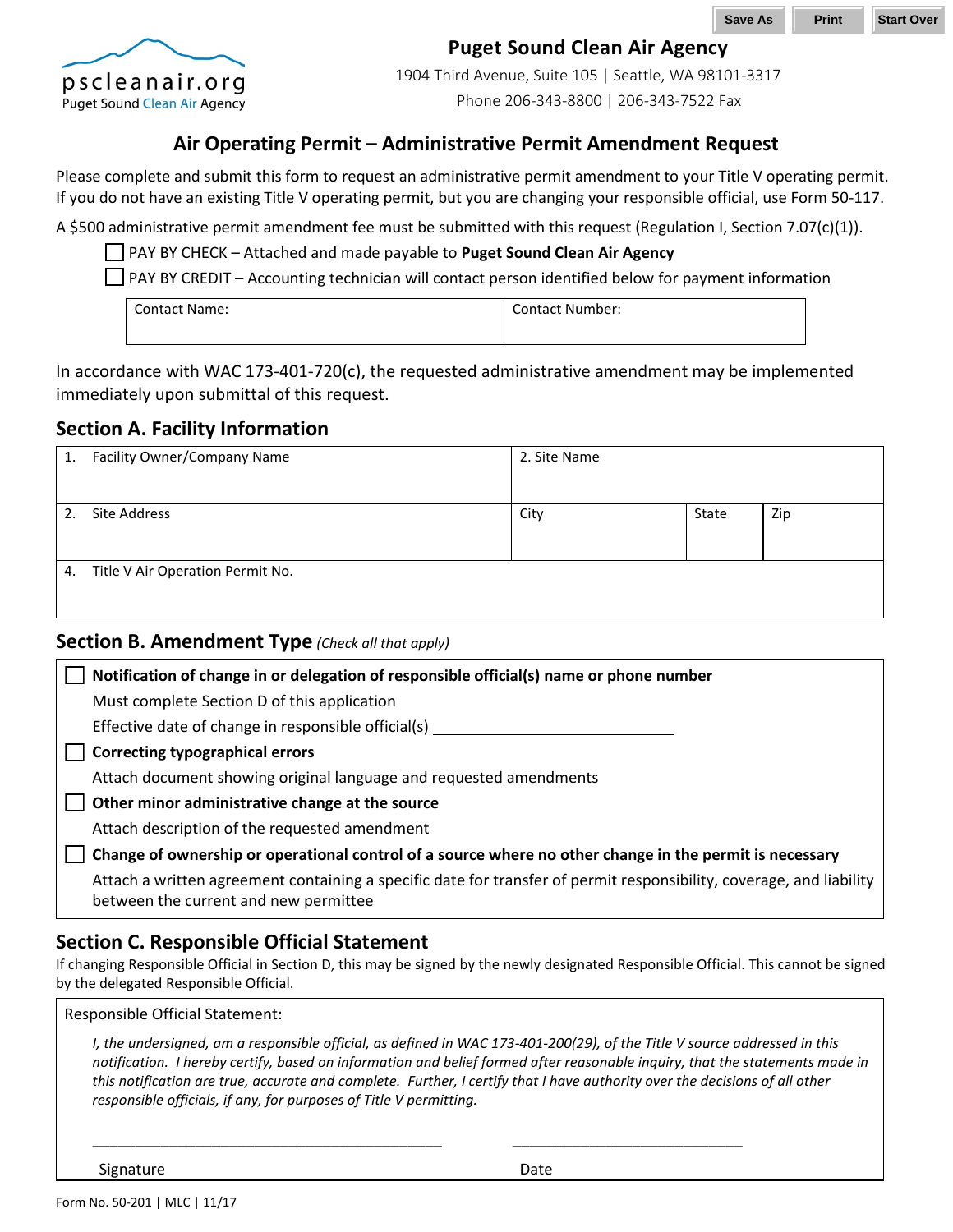pscleanair.org
Puget Sound Clean Air Agency

**Puget Sound Clean Air Agency**

1904 Third Avenue, Suite 105 | Seattle, WA 98101-3317

Phone 206-343-8800 | 206-343-7522 Fax

# Air Operating Permit – Administrative Permit Amendment Request

Please complete and submit this form to request an administrative permit amendment to your Title V operating permit. If you do not have an existing Title V operating permit, but you are changing your responsible official, use Form 50-117.

A $500 administrative permit amendment fee must be submitted with this request (Regulation I, Section 7.07(c)(1)).

☐ PAY BY CHECK – Attached and made payable to **Puget Sound Clean Air Agency**

☐ PAY BY CREDIT – Accounting technician will contact person identified below for payment information

| Contact Name: | Contact Number: |
|---|---|
| | |

In accordance with WAC 173-401-720(c), the requested administrative amendment may be implemented immediately upon submittal of this request.

## Section A. Facility Information

| 1. Facility Owner/Company Name | 2. Site Name | | |
|---|---|---|---|
| 2. Site Address | City | State | Zip |
| 4. Title V Air Operation Permit No. | | | |

## Section B. Amendment Type *(Check all that apply)*

☐ **Notification of change in or delegation of responsible official(s) name or phone number**

Must complete Section D of this application

Effective date of change in responsible official(s) ______________________________

☐ **Correcting typographical errors**

Attach document showing original language and requested amendments

☐ **Other minor administrative change at the source**

Attach description of the requested amendment

☐ **Change of ownership or operational control of a source where no other change in the permit is necessary**

Attach a written agreement containing a specific date for transfer of permit responsibility, coverage, and liability between the current and new permittee

## Section C. Responsible Official Statement

If changing Responsible Official in Section D, this may be signed by the newly designated Responsible Official. This cannot be signed by the delegated Responsible Official.

Responsible Official Statement:

*I, the undersigned, am a responsible official, as defined in WAC 173-401-200(29), of the Title V source addressed in this notification. I hereby certify, based on information and belief formed after reasonable inquiry, that the statements made in this notification are true, accurate and complete. Further, I certify that I have authority over the decisions of all other responsible officials, if any, for purposes of Title V permitting.*

_____________________________________________ ______________________________

Signature Date

Form No. 50-201 | MLC | 11/17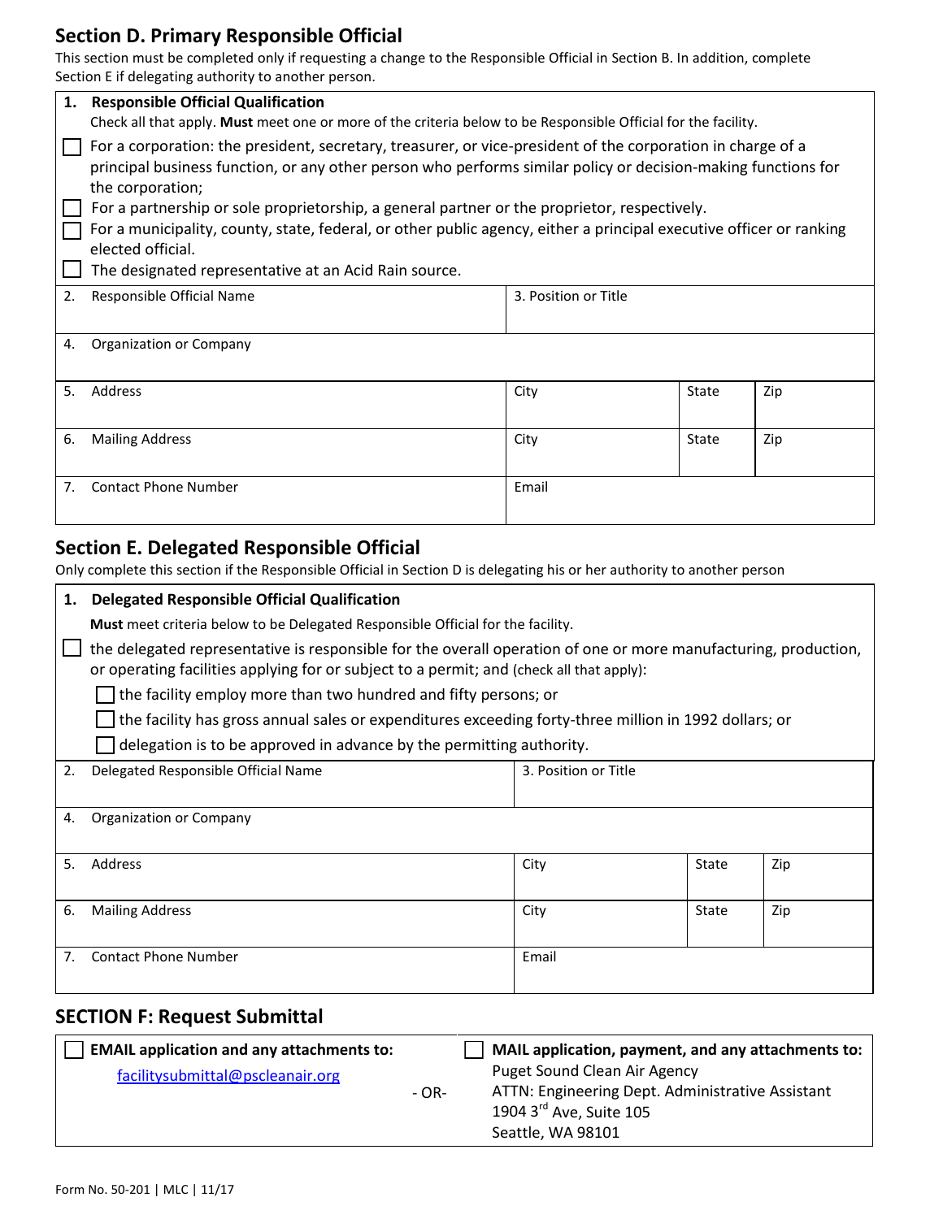## Section D. Primary Responsible Official

This section must be completed only if requesting a change to the Responsible Official in Section B. In addition, complete Section E if delegating authority to another person.

**1. Responsible Official Qualification**

Check all that apply. **Must** meet one or more of the criteria below to be Responsible Official for the facility.

- ☐ For a corporation: the president, secretary, treasurer, or vice-president of the corporation in charge of a principal business function, or any other person who performs similar policy or decision-making functions for the corporation;
- ☐ For a partnership or sole proprietorship, a general partner or the proprietor, respectively.
- ☐ For a municipality, county, state, federal, or other public agency, either a principal executive officer or ranking elected official.
- ☐ The designated representative at an Acid Rain source.

| | | | |
|---|---|---|---|
| 2. Responsible Official Name | 3. Position or Title | | |
| 4. Organization or Company | | | |
| 5. Address | City | State | Zip |
| 6. Mailing Address | City | State | Zip |
| 7. Contact Phone Number | Email | | |

## Section E. Delegated Responsible Official

Only complete this section if the Responsible Official in Section D is delegating his or her authority to another person

**1. Delegated Responsible Official Qualification**

**Must** meet criteria below to be Delegated Responsible Official for the facility.

- ☐ the delegated representative is responsible for the overall operation of one or more manufacturing, production, or operating facilities applying for or subject to a permit; and (check all that apply):
  - ☐ the facility employ more than two hundred and fifty persons; or
  - ☐ the facility has gross annual sales or expenditures exceeding forty-three million in 1992 dollars; or
  - ☐ delegation is to be approved in advance by the permitting authority.

| | | | |
|---|---|---|---|
| 2. Delegated Responsible Official Name | 3. Position or Title | | |
| 4. Organization or Company | | | |
| 5. Address | City | State | Zip |
| 6. Mailing Address | City | State | Zip |
| 7. Contact Phone Number | Email | | |

## SECTION F: Request Submittal

| | | |
|---|---|---|
| ☐ **EMAIL application and any attachments to:** facilitysubmittal@pscleanair.org | - OR- | ☐ **MAIL application, payment, and any attachments to:** Puget Sound Clean Air Agency, ATTN: Engineering Dept. Administrative Assistant, 1904 3rd Ave, Suite 105, Seattle, WA 98101 |

Form No. 50-201 | MLC | 11/17